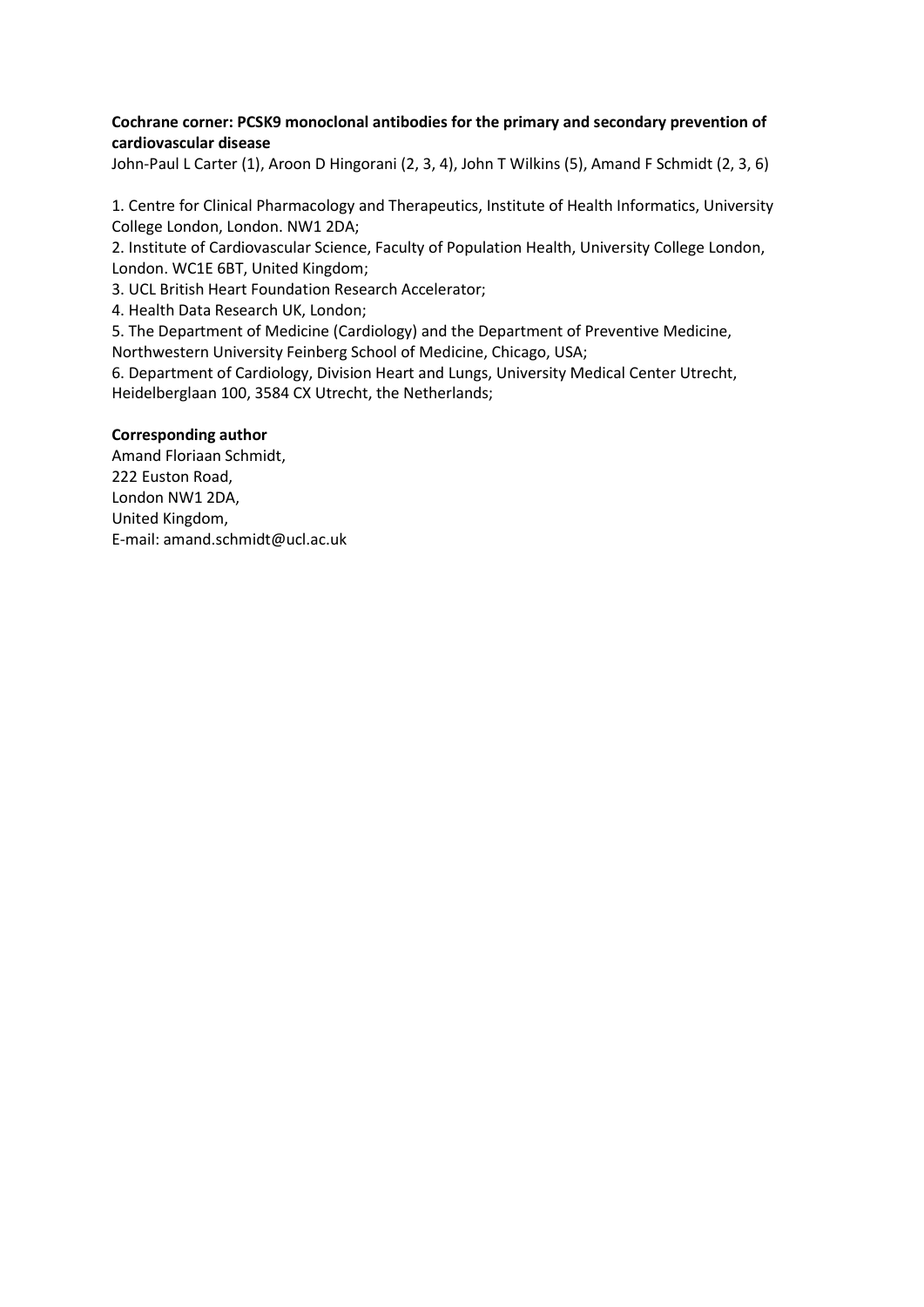**Cochrane corner: PCSK9 monoclonal antibodies for the primary and secondary prevention of cardiovascular disease**

John-Paul L Carter (1), Aroon D Hingorani (2, 3, 4), John T Wilkins (5), Amand F Schmidt (2, 3, 6)

1. Centre for Clinical Pharmacology and Therapeutics, Institute of Health Informatics, University College London, London. NW1 2DA;
2. Institute of Cardiovascular Science, Faculty of Population Health, University College London, London. WC1E 6BT, United Kingdom;
3. UCL British Heart Foundation Research Accelerator;
4. Health Data Research UK, London;
5. The Department of Medicine (Cardiology) and the Department of Preventive Medicine, Northwestern University Feinberg School of Medicine, Chicago, USA;
6. Department of Cardiology, Division Heart and Lungs, University Medical Center Utrecht, Heidelberglaan 100, 3584 CX Utrecht, the Netherlands;

**Corresponding author**

Amand Floriaan Schmidt,
222 Euston Road,
London NW1 2DA,
United Kingdom,
E-mail: amand.schmidt@ucl.ac.uk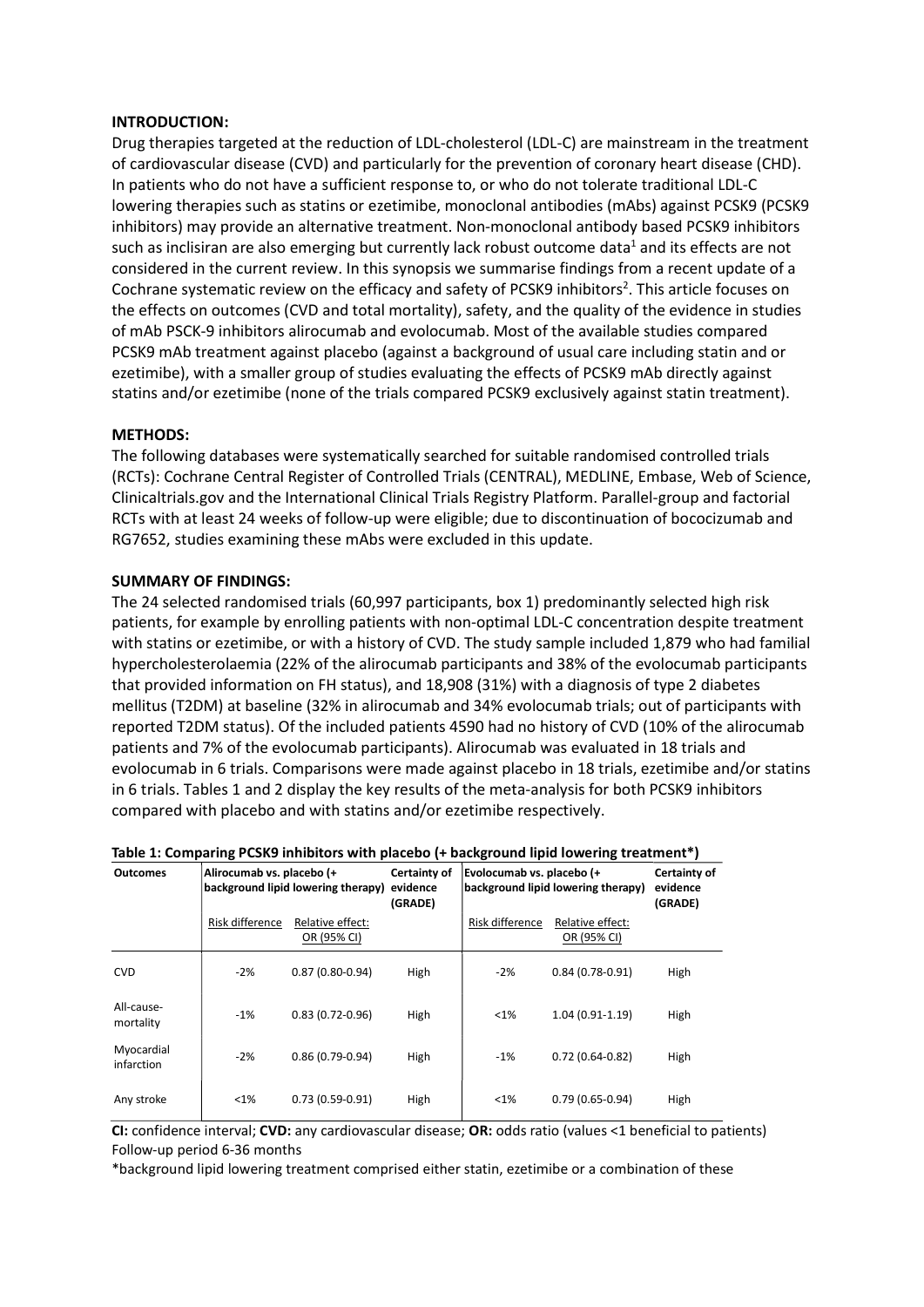## INTRODUCTION:

Drug therapies targeted at the reduction of LDL-cholesterol (LDL-C) are mainstream in the treatment of cardiovascular disease (CVD) and particularly for the prevention of coronary heart disease (CHD). In patients who do not have a sufficient response to, or who do not tolerate traditional LDL-C lowering therapies such as statins or ezetimibe, monoclonal antibodies (mAbs) against PCSK9 (PCSK9 inhibitors) may provide an alternative treatment. Non-monoclonal antibody based PCSK9 inhibitors such as inclisiran are also emerging but currently lack robust outcome data[1] and its effects are not considered in the current review. In this synopsis we summarise findings from a recent update of a Cochrane systematic review on the efficacy and safety of PCSK9 inhibitors[2]. This article focuses on the effects on outcomes (CVD and total mortality), safety, and the quality of the evidence in studies of mAb PSCK-9 inhibitors alirocumab and evolocumab. Most of the available studies compared PCSK9 mAb treatment against placebo (against a background of usual care including statin and or ezetimibe), with a smaller group of studies evaluating the effects of PCSK9 mAb directly against statins and/or ezetimibe (none of the trials compared PCSK9 exclusively against statin treatment).

## METHODS:

The following databases were systematically searched for suitable randomised controlled trials (RCTs): Cochrane Central Register of Controlled Trials (CENTRAL), MEDLINE, Embase, Web of Science, Clinicaltrials.gov and the International Clinical Trials Registry Platform. Parallel-group and factorial RCTs with at least 24 weeks of follow-up were eligible; due to discontinuation of bococizumab and RG7652, studies examining these mAbs were excluded in this update.

## SUMMARY OF FINDINGS:

The 24 selected randomised trials (60,997 participants, box 1) predominantly selected high risk patients, for example by enrolling patients with non-optimal LDL-C concentration despite treatment with statins or ezetimibe, or with a history of CVD. The study sample included 1,879 who had familial hypercholesterolaemia (22% of the alirocumab participants and 38% of the evolocumab participants that provided information on FH status), and 18,908 (31%) with a diagnosis of type 2 diabetes mellitus (T2DM) at baseline (32% in alirocumab and 34% evolocumab trials; out of participants with reported T2DM status). Of the included patients 4590 had no history of CVD (10% of the alirocumab patients and 7% of the evolocumab participants). Alirocumab was evaluated in 18 trials and evolocumab in 6 trials. Comparisons were made against placebo in 18 trials, ezetimibe and/or statins in 6 trials. Tables 1 and 2 display the key results of the meta-analysis for both PCSK9 inhibitors compared with placebo and with statins and/or ezetimibe respectively.

**Table 1: Comparing PCSK9 inhibitors with placebo (+ background lipid lowering treatment*)**

| Outcomes | Alirocumab vs. placebo (+ background lipid lowering therapy) | | Certainty of evidence (GRADE) | Evolocumab vs. placebo (+ background lipid lowering therapy) | | Certainty of evidence (GRADE) |
|---|---|---|---|---|---|---|
| | Risk difference | Relative effect: OR (95% CI) | | Risk difference | Relative effect: OR (95% CI) | |
| CVD | -2% | 0.87 (0.80-0.94) | High | -2% | 0.84 (0.78-0.91) | High |
| All-cause-mortality | -1% | 0.83 (0.72-0.96) | High | <1% | 1.04 (0.91-1.19) | High |
| Myocardial infarction | -2% | 0.86 (0.79-0.94) | High | -1% | 0.72 (0.64-0.82) | High |
| Any stroke | <1% | 0.73 (0.59-0.91) | High | <1% | 0.79 (0.65-0.94) | High |

**CI:** confidence interval; **CVD:** any cardiovascular disease; **OR:** odds ratio (values <1 beneficial to patients)
Follow-up period 6-36 months

*background lipid lowering treatment comprised either statin, ezetimibe or a combination of these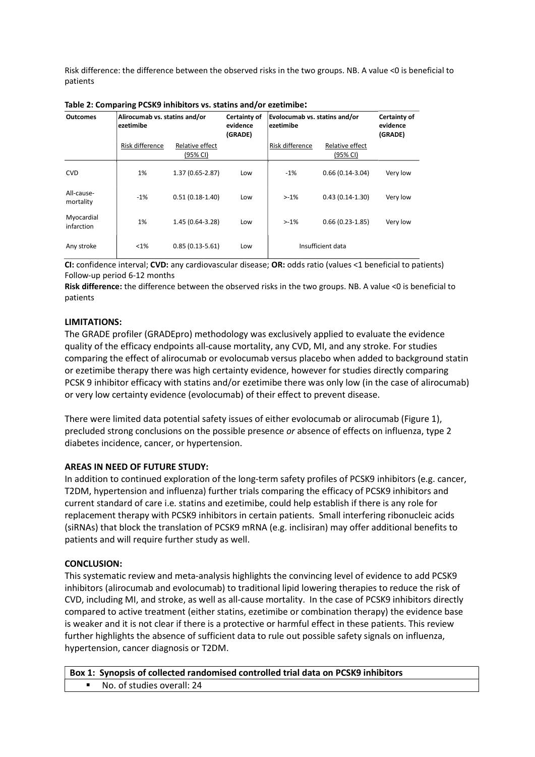Risk difference: the difference between the observed risks in the two groups. NB. A value <0 is beneficial to patients

**Table 2: Comparing PCSK9 inhibitors vs. statins and/or ezetimibe:**

| Outcomes | Alirocumab vs. statins and/or ezetimibe | | Certainty of evidence (GRADE) | Evolocumab vs. statins and/or ezetimibe | | Certainty of evidence (GRADE) |
|---|---|---|---|---|---|---|
| | Risk difference | Relative effect (95% CI) | | Risk difference | Relative effect (95% CI) | |
| CVD | 1% | 1.37 (0.65-2.87) | Low | -1% | 0.66 (0.14-3.04) | Very low |
| All-cause-mortality | -1% | 0.51 (0.18-1.40) | Low | >-1% | 0.43 (0.14-1.30) | Very low |
| Myocardial infarction | 1% | 1.45 (0.64-3.28) | Low | >-1% | 0.66 (0.23-1.85) | Very low |
| Any stroke | <1% | 0.85 (0.13-5.61) | Low | Insufficient data | | |

**CI:** confidence interval; **CVD:** any cardiovascular disease; **OR:** odds ratio (values <1 beneficial to patients)
Follow-up period 6-12 months

**Risk difference:** the difference between the observed risks in the two groups. NB. A value <0 is beneficial to patients

**LIMITATIONS:**

The GRADE profiler (GRADEpro) methodology was exclusively applied to evaluate the evidence quality of the efficacy endpoints all-cause mortality, any CVD, MI, and any stroke. For studies comparing the effect of alirocumab or evolocumab versus placebo when added to background statin or ezetimibe therapy there was high certainty evidence, however for studies directly comparing PCSK 9 inhibitor efficacy with statins and/or ezetimibe there was only low (in the case of alirocumab) or very low certainty evidence (evolocumab) of their effect to prevent disease.

There were limited data potential safety issues of either evolocumab or alirocumab (Figure 1), precluded strong conclusions on the possible presence *or* absence of effects on influenza, type 2 diabetes incidence, cancer, or hypertension.

**AREAS IN NEED OF FUTURE STUDY:**

In addition to continued exploration of the long-term safety profiles of PCSK9 inhibitors (e.g. cancer, T2DM, hypertension and influenza) further trials comparing the efficacy of PCSK9 inhibitors and current standard of care i.e. statins and ezetimibe, could help establish if there is any role for replacement therapy with PCSK9 inhibitors in certain patients. Small interfering ribonucleic acids (siRNAs) that block the translation of PCSK9 mRNA (e.g. inclisiran) may offer additional benefits to patients and will require further study as well.

**CONCLUSION:**

This systematic review and meta-analysis highlights the convincing level of evidence to add PCSK9 inhibitors (alirocumab and evolocumab) to traditional lipid lowering therapies to reduce the risk of CVD, including MI, and stroke, as well as all-cause mortality. In the case of PCSK9 inhibitors directly compared to active treatment (either statins, ezetimibe or combination therapy) the evidence base is weaker and it is not clear if there is a protective or harmful effect in these patients. This review further highlights the absence of sufficient data to rule out possible safety signals on influenza, hypertension, cancer diagnosis or T2DM.

| **Box 1: Synopsis of collected randomised controlled trial data on PCSK9 inhibitors** |
|---|
| ▪ No. of studies overall: 24 |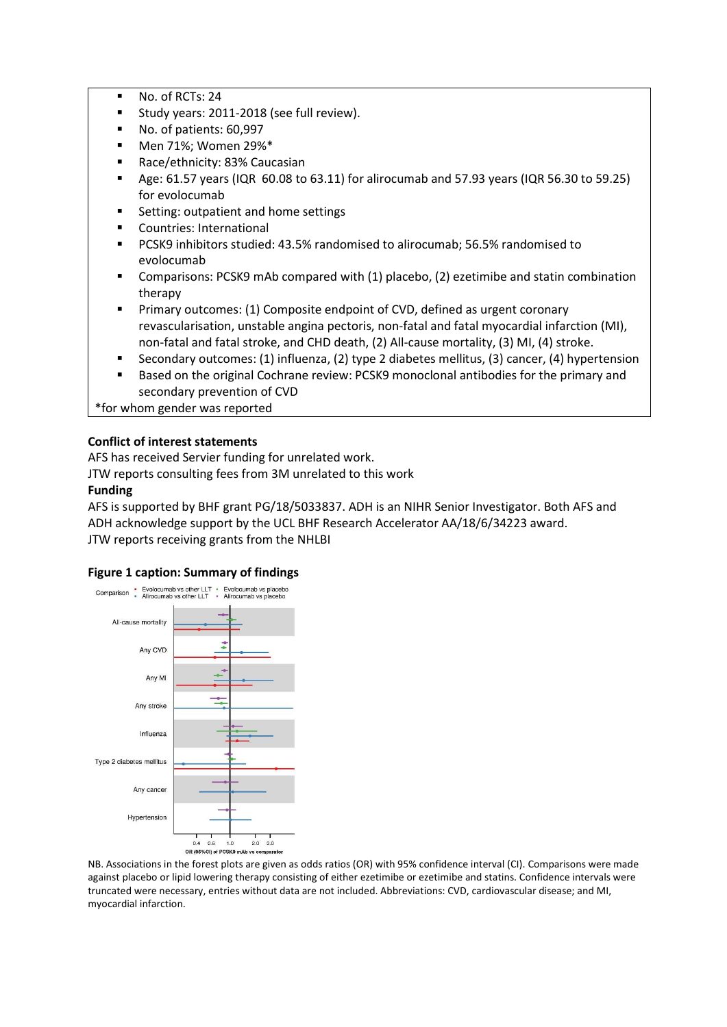- No. of RCTs: 24
- Study years: 2011-2018 (see full review).
- No. of patients: 60,997
- Men 71%; Women 29%*
- Race/ethnicity: 83% Caucasian
- Age: 61.57 years (IQR 60.08 to 63.11) for alirocumab and 57.93 years (IQR 56.30 to 59.25) for evolocumab
- Setting: outpatient and home settings
- Countries: International
- PCSK9 inhibitors studied: 43.5% randomised to alirocumab; 56.5% randomised to evolocumab
- Comparisons: PCSK9 mAb compared with (1) placebo, (2) ezetimibe and statin combination therapy
- Primary outcomes: (1) Composite endpoint of CVD, defined as urgent coronary revascularisation, unstable angina pectoris, non-fatal and fatal myocardial infarction (MI), non-fatal and fatal stroke, and CHD death, (2) All-cause mortality, (3) MI, (4) stroke.
- Secondary outcomes: (1) influenza, (2) type 2 diabetes mellitus, (3) cancer, (4) hypertension
- Based on the original Cochrane review: PCSK9 monoclonal antibodies for the primary and secondary prevention of CVD

*for whom gender was reported

**Conflict of interest statements**

AFS has received Servier funding for unrelated work.

JTW reports consulting fees from 3M unrelated to this work

**Funding**

AFS is supported by BHF grant PG/18/5033837. ADH is an NIHR Senior Investigator. Both AFS and ADH acknowledge support by the UCL BHF Research Accelerator AA/18/6/34223 award.

JTW reports receiving grants from the NHLBI

**Figure 1 caption: Summary of findings**

NB. Associations in the forest plots are given as odds ratios (OR) with 95% confidence interval (CI). Comparisons were made against placebo or lipid lowering therapy consisting of either ezetimibe or ezetimibe and statins. Confidence intervals were truncated were necessary, entries without data are not included. Abbreviations: CVD, cardiovascular disease; and MI, myocardial infarction.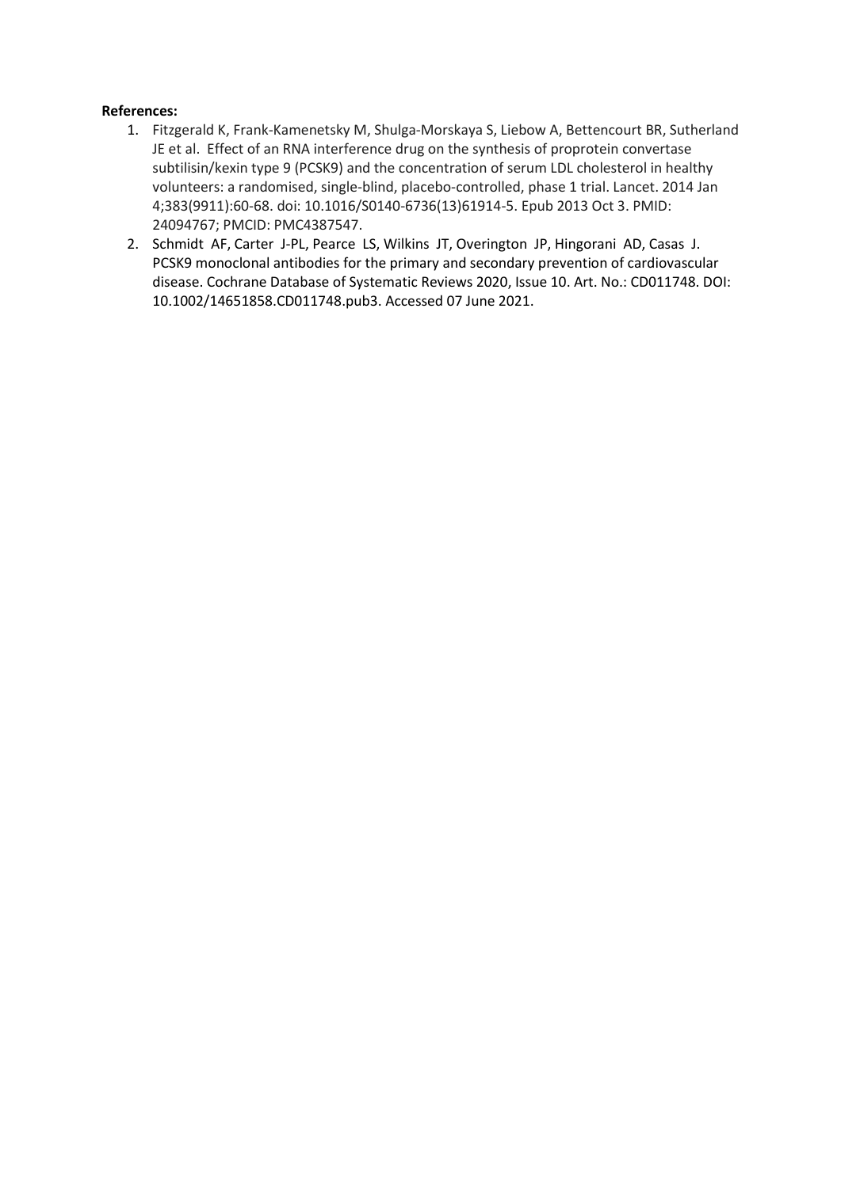**References:**

1. Fitzgerald K, Frank-Kamenetsky M, Shulga-Morskaya S, Liebow A, Bettencourt BR, Sutherland JE et al. Effect of an RNA interference drug on the synthesis of proprotein convertase subtilisin/kexin type 9 (PCSK9) and the concentration of serum LDL cholesterol in healthy volunteers: a randomised, single-blind, placebo-controlled, phase 1 trial. Lancet. 2014 Jan 4;383(9911):60-68. doi: 10.1016/S0140-6736(13)61914-5. Epub 2013 Oct 3. PMID: 24094767; PMCID: PMC4387547.
2. Schmidt AF, Carter J-PL, Pearce LS, Wilkins JT, Overington JP, Hingorani AD, Casas J. PCSK9 monoclonal antibodies for the primary and secondary prevention of cardiovascular disease. Cochrane Database of Systematic Reviews 2020, Issue 10. Art. No.: CD011748. DOI: 10.1002/14651858.CD011748.pub3. Accessed 07 June 2021.